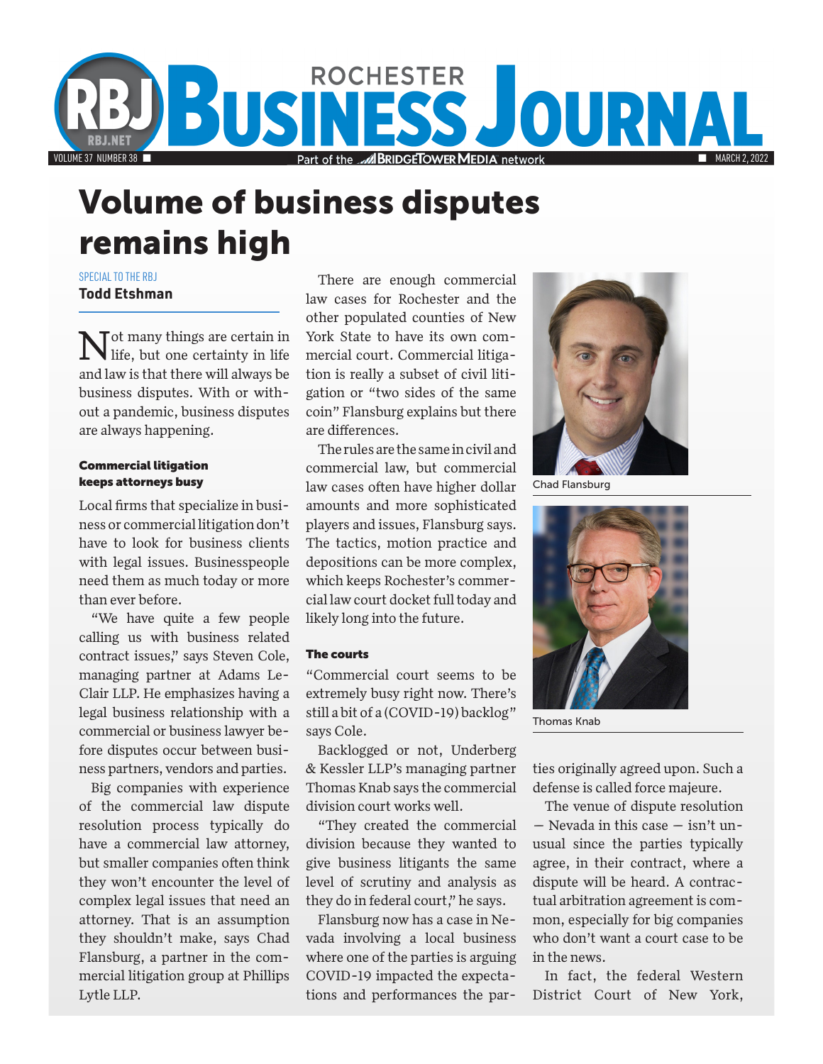# Volume of business disputes remains high

SPECIAL TO THE RBJ
**Todd Etshman**

Not many things are certain in life, but one certainty in life and law is that there will always be business disputes. With or without a pandemic, business disputes are always happening.

### Commercial litigation keeps attorneys busy

Local firms that specialize in business or commercial litigation don't have to look for business clients with legal issues. Businesspeople need them as much today or more than ever before.

"We have quite a few people calling us with business related contract issues," says Steven Cole, managing partner at Adams LeClair LLP. He emphasizes having a legal business relationship with a commercial or business lawyer before disputes occur between business partners, vendors and parties.

Big companies with experience of the commercial law dispute resolution process typically do have a commercial law attorney, but smaller companies often think they won't encounter the level of complex legal issues that need an attorney. That is an assumption they shouldn't make, says Chad Flansburg, a partner in the commercial litigation group at Phillips Lytle LLP.

There are enough commercial law cases for Rochester and the other populated counties of New York State to have its own commercial court. Commercial litigation is really a subset of civil litigation or "two sides of the same coin" Flansburg explains but there are differences.

The rules are the same in civil and commercial law, but commercial law cases often have higher dollar amounts and more sophisticated players and issues, Flansburg says. The tactics, motion practice and depositions can be more complex, which keeps Rochester's commercial law court docket full today and likely long into the future.

Chad Flansburg

Thomas Knab

### The courts

"Commercial court seems to be extremely busy right now. There's still a bit of a (COVID-19) backlog" says Cole.

Backlogged or not, Underberg & Kessler LLP's managing partner Thomas Knab says the commercial division court works well.

"They created the commercial division because they wanted to give business litigants the same level of scrutiny and analysis as they do in federal court," he says.

Flansburg now has a case in Nevada involving a local business where one of the parties is arguing COVID-19 impacted the expectations and performances the parties originally agreed upon. Such a defense is called force majeure.

The venue of dispute resolution — Nevada in this case — isn't unusual since the parties typically agree, in their contract, where a dispute will be heard. A contractual arbitration agreement is common, especially for big companies who don't want a court case to be in the news.

In fact, the federal Western District Court of New York,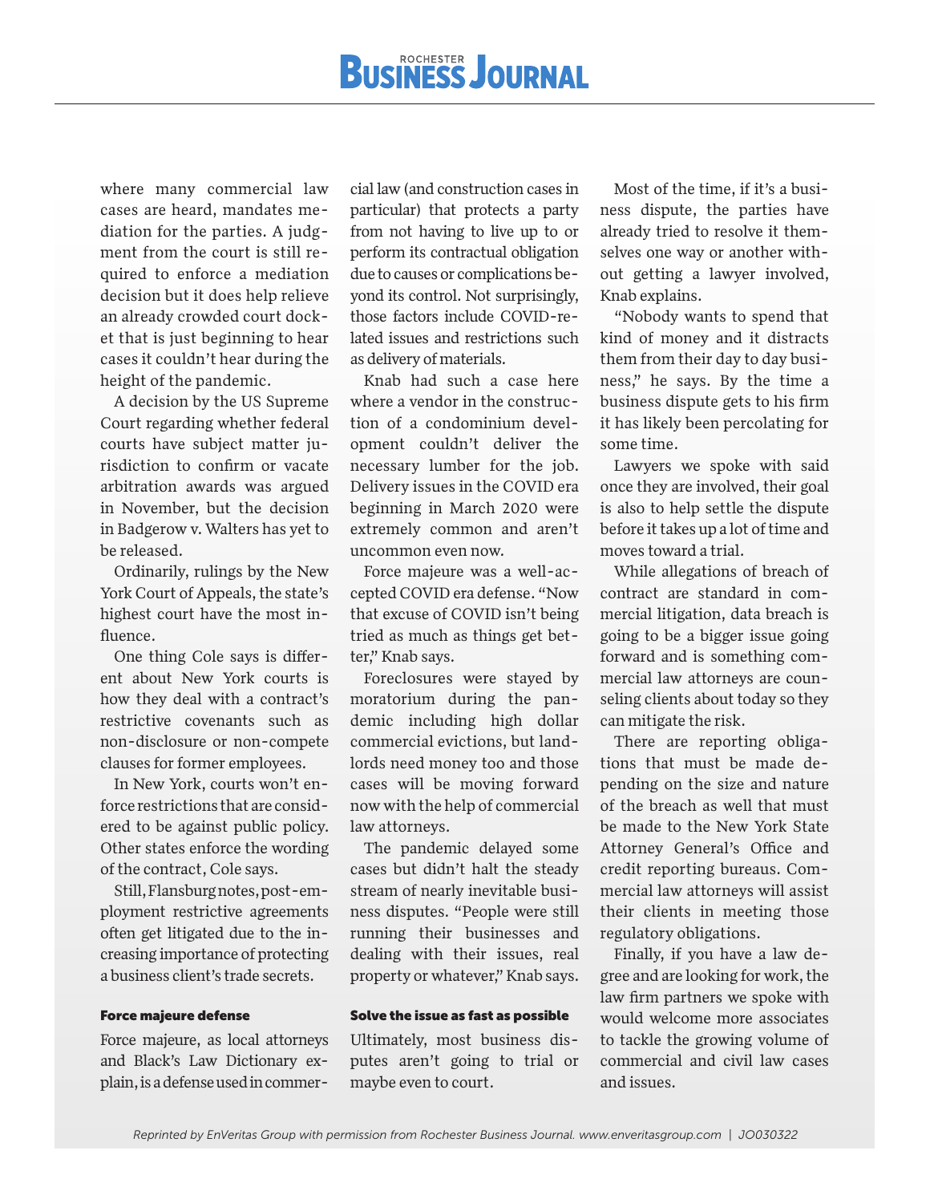where many commercial law cases are heard, mandates mediation for the parties. A judgment from the court is still required to enforce a mediation decision but it does help relieve an already crowded court docket that is just beginning to hear cases it couldn't hear during the height of the pandemic.

A decision by the US Supreme Court regarding whether federal courts have subject matter jurisdiction to confirm or vacate arbitration awards was argued in November, but the decision in Badgerow v. Walters has yet to be released.

Ordinarily, rulings by the New York Court of Appeals, the state's highest court have the most influence.

One thing Cole says is different about New York courts is how they deal with a contract's restrictive covenants such as non-disclosure or non-compete clauses for former employees.

In New York, courts won't enforce restrictions that are considered to be against public policy. Other states enforce the wording of the contract, Cole says.

Still, Flansburg notes, post-employment restrictive agreements often get litigated due to the increasing importance of protecting a business client's trade secrets.

#### Force majeure defense

Force majeure, as local attorneys and Black's Law Dictionary explain, is a defense used in commercial law (and construction cases in particular) that protects a party from not having to live up to or perform its contractual obligation due to causes or complications beyond its control. Not surprisingly, those factors include COVID-related issues and restrictions such as delivery of materials.

Knab had such a case here where a vendor in the construction of a condominium development couldn't deliver the necessary lumber for the job. Delivery issues in the COVID era beginning in March 2020 were extremely common and aren't uncommon even now.

Force majeure was a well-accepted COVID era defense. "Now that excuse of COVID isn't being tried as much as things get better," Knab says.

Foreclosures were stayed by moratorium during the pandemic including high dollar commercial evictions, but landlords need money too and those cases will be moving forward now with the help of commercial law attorneys.

The pandemic delayed some cases but didn't halt the steady stream of nearly inevitable business disputes. "People were still running their businesses and dealing with their issues, real property or whatever," Knab says.

#### Solve the issue as fast as possible

Ultimately, most business disputes aren't going to trial or maybe even to court.

Most of the time, if it's a business dispute, the parties have already tried to resolve it themselves one way or another without getting a lawyer involved, Knab explains.

"Nobody wants to spend that kind of money and it distracts them from their day to day business," he says. By the time a business dispute gets to his firm it has likely been percolating for some time.

Lawyers we spoke with said once they are involved, their goal is also to help settle the dispute before it takes up a lot of time and moves toward a trial.

While allegations of breach of contract are standard in commercial litigation, data breach is going to be a bigger issue going forward and is something commercial law attorneys are counseling clients about today so they can mitigate the risk.

There are reporting obligations that must be made depending on the size and nature of the breach as well that must be made to the New York State Attorney General's Office and credit reporting bureaus. Commercial law attorneys will assist their clients in meeting those regulatory obligations.

Finally, if you have a law degree and are looking for work, the law firm partners we spoke with would welcome more associates to tackle the growing volume of commercial and civil law cases and issues.

*Reprinted by EnVeritas Group with permission from Rochester Business Journal. www.enveritasgroup.com | JO030322*